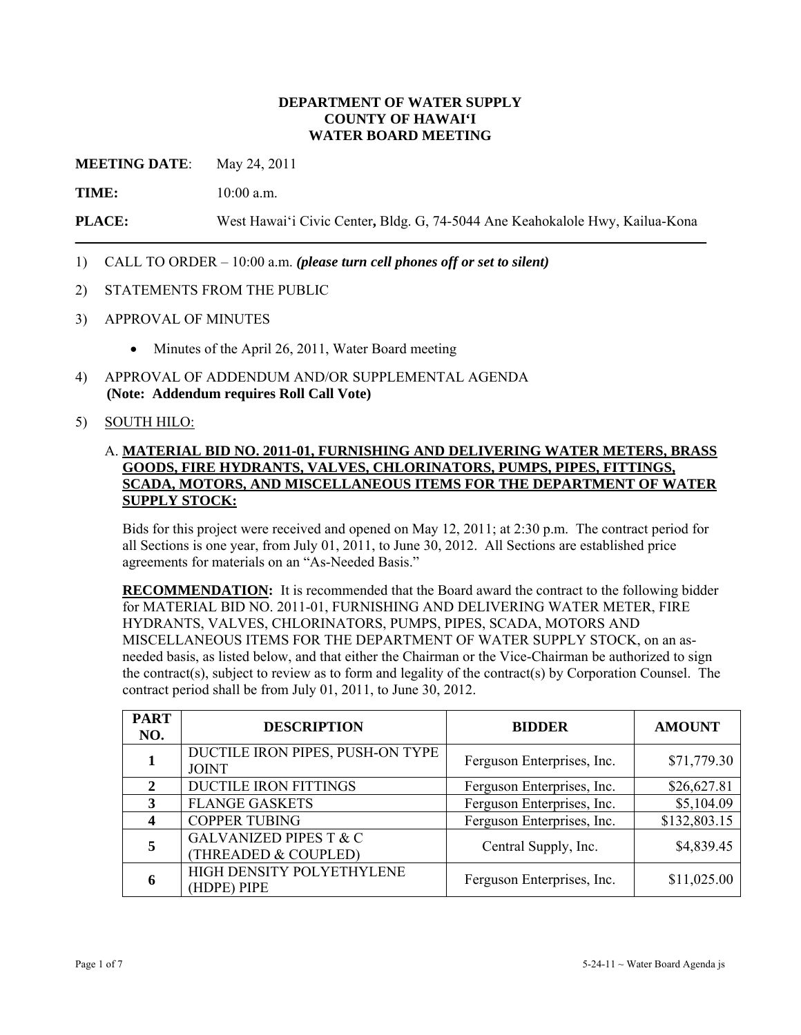**DEPARTMENT OF WATER SUPPLY**
**COUNTY OF HAWAI'I**
**WATER BOARD MEETING**

**MEETING DATE**: May 24, 2011

**TIME:** 10:00 a.m.

**PLACE:** West Hawai'i Civic Center**,** Bldg. G, 74-5044 Ane Keahokalole Hwy, Kailua-Kona

---

1) CALL TO ORDER – 10:00 a.m. ***(please turn cell phones off or set to silent)***

2) STATEMENTS FROM THE PUBLIC

3) APPROVAL OF MINUTES

   - Minutes of the April 26, 2011, Water Board meeting

4) APPROVAL OF ADDENDUM AND/OR SUPPLEMENTAL AGENDA
   **(Note: Addendum requires Roll Call Vote)**

5) SOUTH HILO:

   A. **MATERIAL BID NO. 2011-01, FURNISHING AND DELIVERING WATER METERS, BRASS GOODS, FIRE HYDRANTS, VALVES, CHLORINATORS, PUMPS, PIPES, FITTINGS, SCADA, MOTORS, AND MISCELLANEOUS ITEMS FOR THE DEPARTMENT OF WATER SUPPLY STOCK:**

   Bids for this project were received and opened on May 12, 2011; at 2:30 p.m. The contract period for all Sections is one year, from July 01, 2011, to June 30, 2012. All Sections are established price agreements for materials on an "As-Needed Basis."

   **RECOMMENDATION:** It is recommended that the Board award the contract to the following bidder for MATERIAL BID NO. 2011-01, FURNISHING AND DELIVERING WATER METER, FIRE HYDRANTS, VALVES, CHLORINATORS, PUMPS, PIPES, SCADA, MOTORS AND MISCELLANEOUS ITEMS FOR THE DEPARTMENT OF WATER SUPPLY STOCK, on an as-needed basis, as listed below, and that either the Chairman or the Vice-Chairman be authorized to sign the contract(s), subject to review as to form and legality of the contract(s) by Corporation Counsel. The contract period shall be from July 01, 2011, to June 30, 2012.

| PART NO. | DESCRIPTION | BIDDER | AMOUNT |
|---|---|---|---|
| **1** | DUCTILE IRON PIPES, PUSH-ON TYPE JOINT | Ferguson Enterprises, Inc. | $71,779.30 |
| **2** | DUCTILE IRON FITTINGS | Ferguson Enterprises, Inc. | $26,627.81 |
| **3** | FLANGE GASKETS | Ferguson Enterprises, Inc. | $5,104.09 |
| **4** | COPPER TUBING | Ferguson Enterprises, Inc. | $132,803.15 |
| **5** | GALVANIZED PIPES T & C (THREADED & COUPLED) | Central Supply, Inc. | $4,839.45 |
| **6** | HIGH DENSITY POLYETHYLENE (HDPE) PIPE | Ferguson Enterprises, Inc. | $11,025.00 |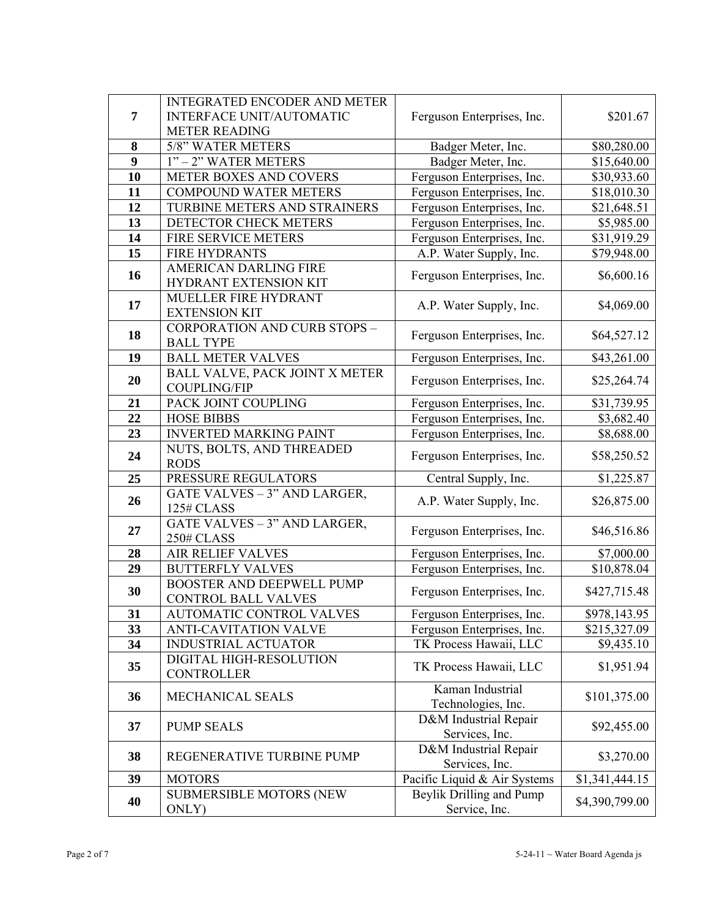| | | | |
|---|---|---|---|
| **7** | INTEGRATED ENCODER AND METER INTERFACE UNIT/AUTOMATIC METER READING | Ferguson Enterprises, Inc. | $201.67 |
| **8** | 5/8" WATER METERS | Badger Meter, Inc. | $80,280.00 |
| **9** | 1" – 2" WATER METERS | Badger Meter, Inc. | $15,640.00 |
| **10** | METER BOXES AND COVERS | Ferguson Enterprises, Inc. | $30,933.60 |
| **11** | COMPOUND WATER METERS | Ferguson Enterprises, Inc. | $18,010.30 |
| **12** | TURBINE METERS AND STRAINERS | Ferguson Enterprises, Inc. | $21,648.51 |
| **13** | DETECTOR CHECK METERS | Ferguson Enterprises, Inc. | $5,985.00 |
| **14** | FIRE SERVICE METERS | Ferguson Enterprises, Inc. | $31,919.29 |
| **15** | FIRE HYDRANTS | A.P. Water Supply, Inc. | $79,948.00 |
| **16** | AMERICAN DARLING FIRE HYDRANT EXTENSION KIT | Ferguson Enterprises, Inc. | $6,600.16 |
| **17** | MUELLER FIRE HYDRANT EXTENSION KIT | A.P. Water Supply, Inc. | $4,069.00 |
| **18** | CORPORATION AND CURB STOPS – BALL TYPE | Ferguson Enterprises, Inc. | $64,527.12 |
| **19** | BALL METER VALVES | Ferguson Enterprises, Inc. | $43,261.00 |
| **20** | BALL VALVE, PACK JOINT X METER COUPLING/FIP | Ferguson Enterprises, Inc. | $25,264.74 |
| **21** | PACK JOINT COUPLING | Ferguson Enterprises, Inc. | $31,739.95 |
| **22** | HOSE BIBBS | Ferguson Enterprises, Inc. | $3,682.40 |
| **23** | INVERTED MARKING PAINT | Ferguson Enterprises, Inc. | $8,688.00 |
| **24** | NUTS, BOLTS, AND THREADED RODS | Ferguson Enterprises, Inc. | $58,250.52 |
| **25** | PRESSURE REGULATORS | Central Supply, Inc. | $1,225.87 |
| **26** | GATE VALVES – 3" AND LARGER, 125# CLASS | A.P. Water Supply, Inc. | $26,875.00 |
| **27** | GATE VALVES – 3" AND LARGER, 250# CLASS | Ferguson Enterprises, Inc. | $46,516.86 |
| **28** | AIR RELIEF VALVES | Ferguson Enterprises, Inc. | $7,000.00 |
| **29** | BUTTERFLY VALVES | Ferguson Enterprises, Inc. | $10,878.04 |
| **30** | BOOSTER AND DEEPWELL PUMP CONTROL BALL VALVES | Ferguson Enterprises, Inc. | $427,715.48 |
| **31** | AUTOMATIC CONTROL VALVES | Ferguson Enterprises, Inc. | $978,143.95 |
| **33** | ANTI-CAVITATION VALVE | Ferguson Enterprises, Inc. | $215,327.09 |
| **34** | INDUSTRIAL ACTUATOR | TK Process Hawaii, LLC | $9,435.10 |
| **35** | DIGITAL HIGH-RESOLUTION CONTROLLER | TK Process Hawaii, LLC | $1,951.94 |
| **36** | MECHANICAL SEALS | Kaman Industrial Technologies, Inc. | $101,375.00 |
| **37** | PUMP SEALS | D&M Industrial Repair Services, Inc. | $92,455.00 |
| **38** | REGENERATIVE TURBINE PUMP | D&M Industrial Repair Services, Inc. | $3,270.00 |
| **39** | MOTORS | Pacific Liquid & Air Systems | $1,341,444.15 |
| **40** | SUBMERSIBLE MOTORS (NEW ONLY) | Beylik Drilling and Pump Service, Inc. | $4,390,799.00 |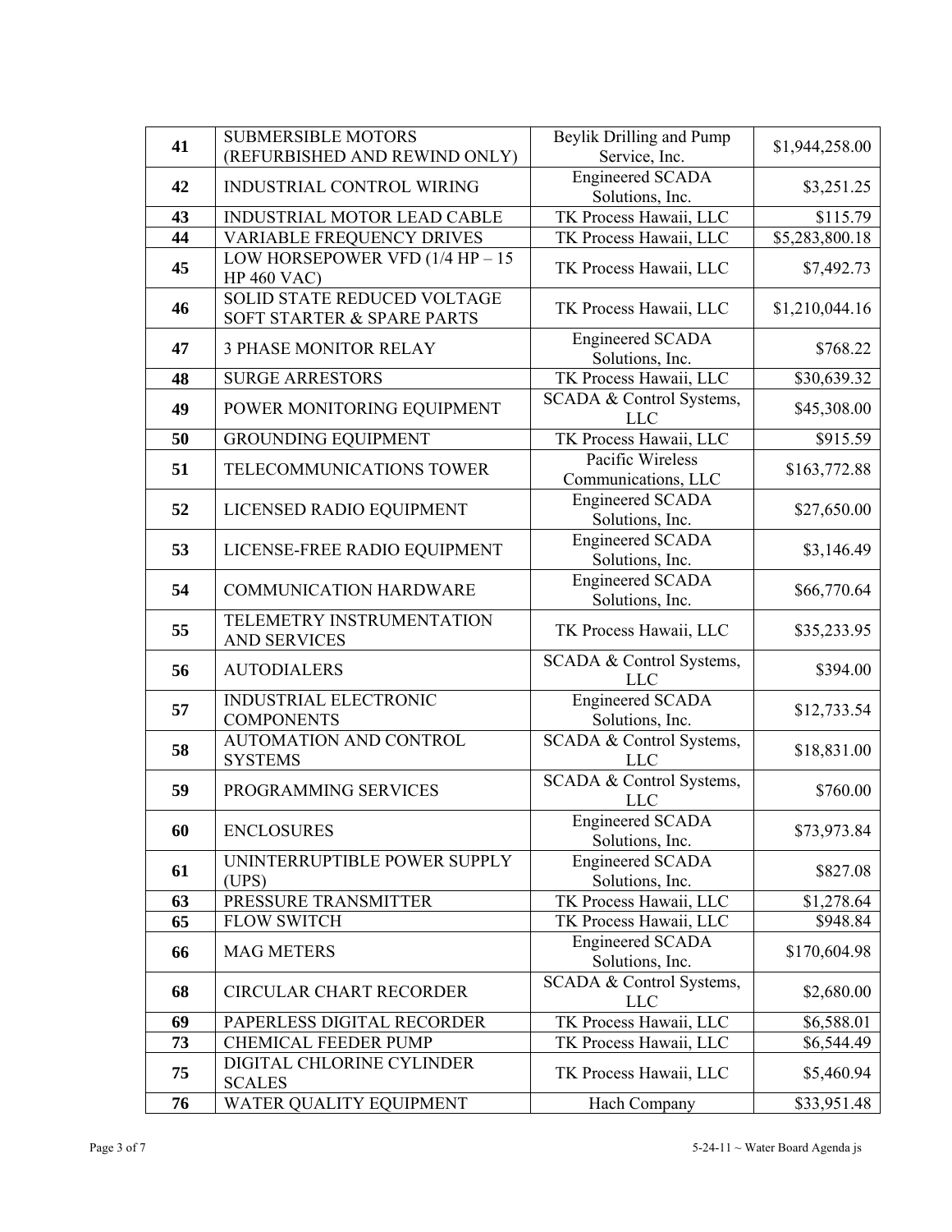| | | | |
|---|---|---|---|
| **41** | SUBMERSIBLE MOTORS (REFURBISHED AND REWIND ONLY) | Beylik Drilling and Pump Service, Inc. | $1,944,258.00 |
| **42** | INDUSTRIAL CONTROL WIRING | Engineered SCADA Solutions, Inc. | $3,251.25 |
| **43** | INDUSTRIAL MOTOR LEAD CABLE | TK Process Hawaii, LLC | $115.79 |
| **44** | VARIABLE FREQUENCY DRIVES | TK Process Hawaii, LLC | $5,283,800.18 |
| **45** | LOW HORSEPOWER VFD (1/4 HP – 15 HP 460 VAC) | TK Process Hawaii, LLC | $7,492.73 |
| **46** | SOLID STATE REDUCED VOLTAGE SOFT STARTER & SPARE PARTS | TK Process Hawaii, LLC | $1,210,044.16 |
| **47** | 3 PHASE MONITOR RELAY | Engineered SCADA Solutions, Inc. | $768.22 |
| **48** | SURGE ARRESTORS | TK Process Hawaii, LLC | $30,639.32 |
| **49** | POWER MONITORING EQUIPMENT | SCADA & Control Systems, LLC | $45,308.00 |
| **50** | GROUNDING EQUIPMENT | TK Process Hawaii, LLC | $915.59 |
| **51** | TELECOMMUNICATIONS TOWER | Pacific Wireless Communications, LLC | $163,772.88 |
| **52** | LICENSED RADIO EQUIPMENT | Engineered SCADA Solutions, Inc. | $27,650.00 |
| **53** | LICENSE-FREE RADIO EQUIPMENT | Engineered SCADA Solutions, Inc. | $3,146.49 |
| **54** | COMMUNICATION HARDWARE | Engineered SCADA Solutions, Inc. | $66,770.64 |
| **55** | TELEMETRY INSTRUMENTATION AND SERVICES | TK Process Hawaii, LLC | $35,233.95 |
| **56** | AUTODIALERS | SCADA & Control Systems, LLC | $394.00 |
| **57** | INDUSTRIAL ELECTRONIC COMPONENTS | Engineered SCADA Solutions, Inc. | $12,733.54 |
| **58** | AUTOMATION AND CONTROL SYSTEMS | SCADA & Control Systems, LLC | $18,831.00 |
| **59** | PROGRAMMING SERVICES | SCADA & Control Systems, LLC | $760.00 |
| **60** | ENCLOSURES | Engineered SCADA Solutions, Inc. | $73,973.84 |
| **61** | UNINTERRUPTIBLE POWER SUPPLY (UPS) | Engineered SCADA Solutions, Inc. | $827.08 |
| **63** | PRESSURE TRANSMITTER | TK Process Hawaii, LLC | $1,278.64 |
| **65** | FLOW SWITCH | TK Process Hawaii, LLC | $948.84 |
| **66** | MAG METERS | Engineered SCADA Solutions, Inc. | $170,604.98 |
| **68** | CIRCULAR CHART RECORDER | SCADA & Control Systems, LLC | $2,680.00 |
| **69** | PAPERLESS DIGITAL RECORDER | TK Process Hawaii, LLC | $6,588.01 |
| **73** | CHEMICAL FEEDER PUMP | TK Process Hawaii, LLC | $6,544.49 |
| **75** | DIGITAL CHLORINE CYLINDER SCALES | TK Process Hawaii, LLC | $5,460.94 |
| **76** | WATER QUALITY EQUIPMENT | Hach Company | $33,951.48 |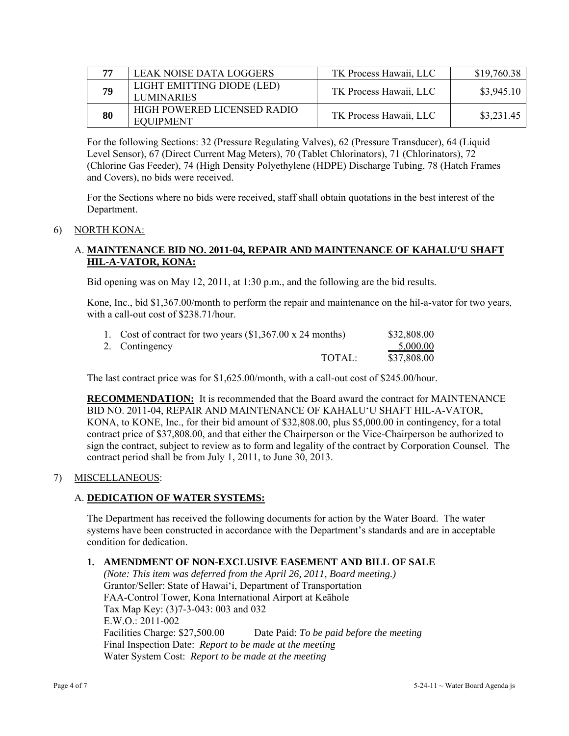| 77 | LEAK NOISE DATA LOGGERS | TK Process Hawaii, LLC | \$19,760.38 |
|---|---|---|---|
| 79 | LIGHT EMITTING DIODE (LED) LUMINARIES | TK Process Hawaii, LLC | \$3,945.10 |
| 80 | HIGH POWERED LICENSED RADIO EQUIPMENT | TK Process Hawaii, LLC | \$3,231.45 |

For the following Sections: 32 (Pressure Regulating Valves), 62 (Pressure Transducer), 64 (Liquid Level Sensor), 67 (Direct Current Mag Meters), 70 (Tablet Chlorinators), 71 (Chlorinators), 72 (Chlorine Gas Feeder), 74 (High Density Polyethylene (HDPE) Discharge Tubing, 78 (Hatch Frames and Covers), no bids were received.

For the Sections where no bids were received, staff shall obtain quotations in the best interest of the Department.

6) NORTH KONA:

A. **MAINTENANCE BID NO. 2011-04, REPAIR AND MAINTENANCE OF KAHALU'U SHAFT HIL-A-VATOR, KONA:**

Bid opening was on May 12, 2011, at 1:30 p.m., and the following are the bid results.

Kone, Inc., bid \$1,367.00/month to perform the repair and maintenance on the hil-a-vator for two years, with a call-out cost of \$238.71/hour.

| | | |
|---|---|---|
| 1. Cost of contract for two years (\$1,367.00 x 24 months) | | \$32,808.00 |
| 2. Contingency | | 5,000.00 |
| | TOTAL: | \$37,808.00 |

The last contract price was for \$1,625.00/month, with a call-out cost of \$245.00/hour.

**RECOMMENDATION:** It is recommended that the Board award the contract for MAINTENANCE BID NO. 2011-04, REPAIR AND MAINTENANCE OF KAHALU'U SHAFT HIL-A-VATOR, KONA, to KONE, Inc., for their bid amount of \$32,808.00, plus \$5,000.00 in contingency, for a total contract price of \$37,808.00, and that either the Chairperson or the Vice-Chairperson be authorized to sign the contract, subject to review as to form and legality of the contract by Corporation Counsel. The contract period shall be from July 1, 2011, to June 30, 2013.

7) MISCELLANEOUS:

A. **DEDICATION OF WATER SYSTEMS:**

The Department has received the following documents for action by the Water Board. The water systems have been constructed in accordance with the Department's standards and are in acceptable condition for dedication.

**1. AMENDMENT OF NON-EXCLUSIVE EASEMENT AND BILL OF SALE**

*(Note: This item was deferred from the April 26, 2011, Board meeting.)*
Grantor/Seller: State of Hawai'i, Department of Transportation
FAA-Control Tower, Kona International Airport at Keāhole
Tax Map Key: (3)7-3-043: 003 and 032
E.W.O.: 2011-002
Facilities Charge: \$27,500.00 Date Paid: *To be paid before the meeting*
Final Inspection Date: *Report to be made at the meeting*
Water System Cost: *Report to be made at the meeting*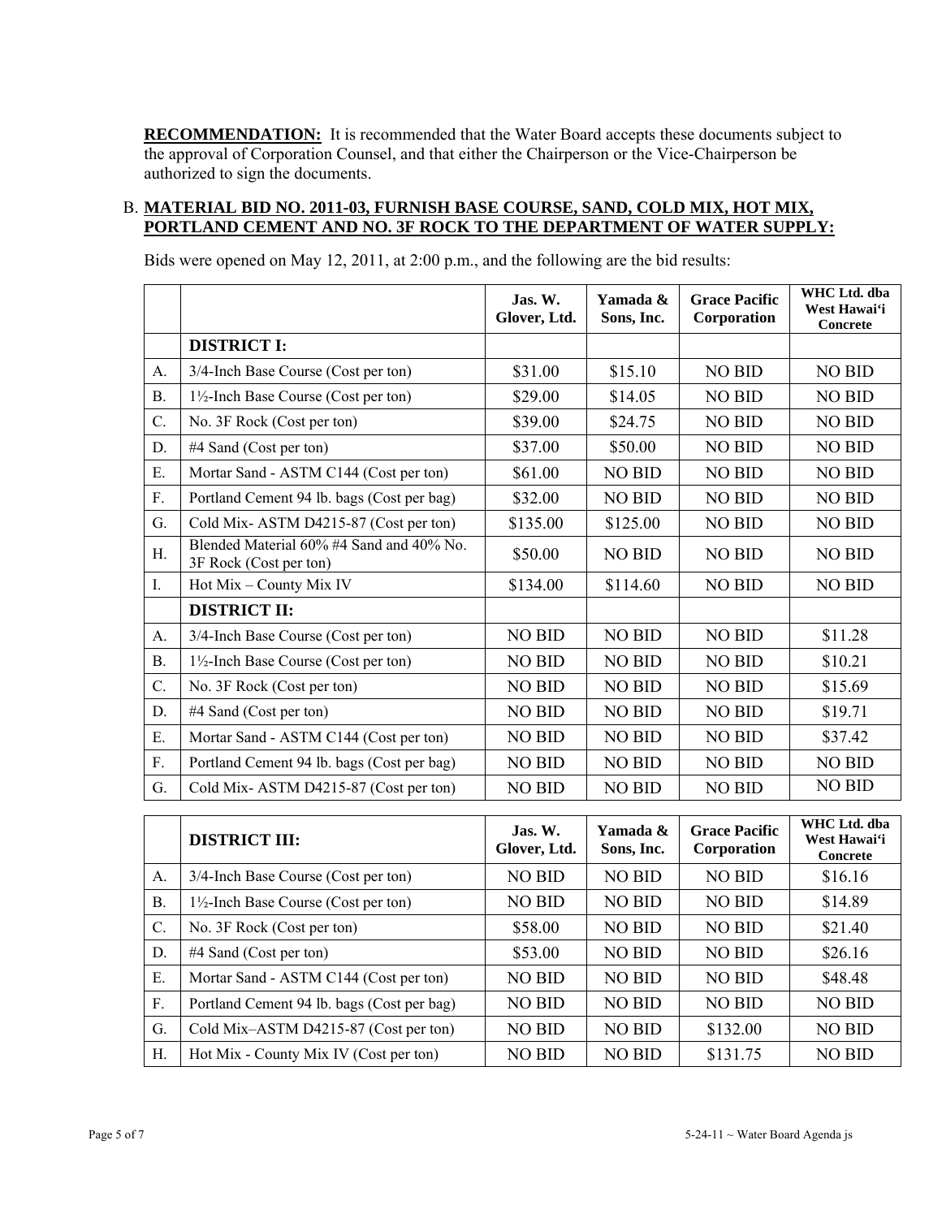**RECOMMENDATION:** It is recommended that the Water Board accepts these documents subject to the approval of Corporation Counsel, and that either the Chairperson or the Vice-Chairperson be authorized to sign the documents.

B. **MATERIAL BID NO. 2011-03, FURNISH BASE COURSE, SAND, COLD MIX, HOT MIX, PORTLAND CEMENT AND NO. 3F ROCK TO THE DEPARTMENT OF WATER SUPPLY:**

Bids were opened on May 12, 2011, at 2:00 p.m., and the following are the bid results:

| | | Jas. W. Glover, Ltd. | Yamada & Sons, Inc. | Grace Pacific Corporation | WHC Ltd. dba West Hawai'i Concrete |
|---|---|---|---|---|---|
| | **DISTRICT I:** | | | | |
| A. | 3/4-Inch Base Course (Cost per ton) | \$31.00 | \$15.10 | NO BID | NO BID |
| B. | 1½-Inch Base Course (Cost per ton) | \$29.00 | \$14.05 | NO BID | NO BID |
| C. | No. 3F Rock (Cost per ton) | \$39.00 | \$24.75 | NO BID | NO BID |
| D. | #4 Sand (Cost per ton) | \$37.00 | \$50.00 | NO BID | NO BID |
| E. | Mortar Sand - ASTM C144 (Cost per ton) | \$61.00 | NO BID | NO BID | NO BID |
| F. | Portland Cement 94 lb. bags (Cost per bag) | \$32.00 | NO BID | NO BID | NO BID |
| G. | Cold Mix- ASTM D4215-87 (Cost per ton) | \$135.00 | \$125.00 | NO BID | NO BID |
| H. | Blended Material 60% #4 Sand and 40% No. 3F Rock (Cost per ton) | \$50.00 | NO BID | NO BID | NO BID |
| I. | Hot Mix – County Mix IV | \$134.00 | \$114.60 | NO BID | NO BID |
| | **DISTRICT II:** | | | | |
| A. | 3/4-Inch Base Course (Cost per ton) | NO BID | NO BID | NO BID | \$11.28 |
| B. | 1½-Inch Base Course (Cost per ton) | NO BID | NO BID | NO BID | \$10.21 |
| C. | No. 3F Rock (Cost per ton) | NO BID | NO BID | NO BID | \$15.69 |
| D. | #4 Sand (Cost per ton) | NO BID | NO BID | NO BID | \$19.71 |
| E. | Mortar Sand - ASTM C144 (Cost per ton) | NO BID | NO BID | NO BID | \$37.42 |
| F. | Portland Cement 94 lb. bags (Cost per bag) | NO BID | NO BID | NO BID | NO BID |
| G. | Cold Mix- ASTM D4215-87 (Cost per ton) | NO BID | NO BID | NO BID | NO BID |

| | **DISTRICT III:** | Jas. W. Glover, Ltd. | Yamada & Sons, Inc. | Grace Pacific Corporation | WHC Ltd. dba West Hawai'i Concrete |
|---|---|---|---|---|---|
| A. | 3/4-Inch Base Course (Cost per ton) | NO BID | NO BID | NO BID | \$16.16 |
| B. | 1½-Inch Base Course (Cost per ton) | NO BID | NO BID | NO BID | \$14.89 |
| C. | No. 3F Rock (Cost per ton) | \$58.00 | NO BID | NO BID | \$21.40 |
| D. | #4 Sand (Cost per ton) | \$53.00 | NO BID | NO BID | \$26.16 |
| E. | Mortar Sand - ASTM C144 (Cost per ton) | NO BID | NO BID | NO BID | \$48.48 |
| F. | Portland Cement 94 lb. bags (Cost per bag) | NO BID | NO BID | NO BID | NO BID |
| G. | Cold Mix–ASTM D4215-87 (Cost per ton) | NO BID | NO BID | \$132.00 | NO BID |
| H. | Hot Mix - County Mix IV (Cost per ton) | NO BID | NO BID | \$131.75 | NO BID |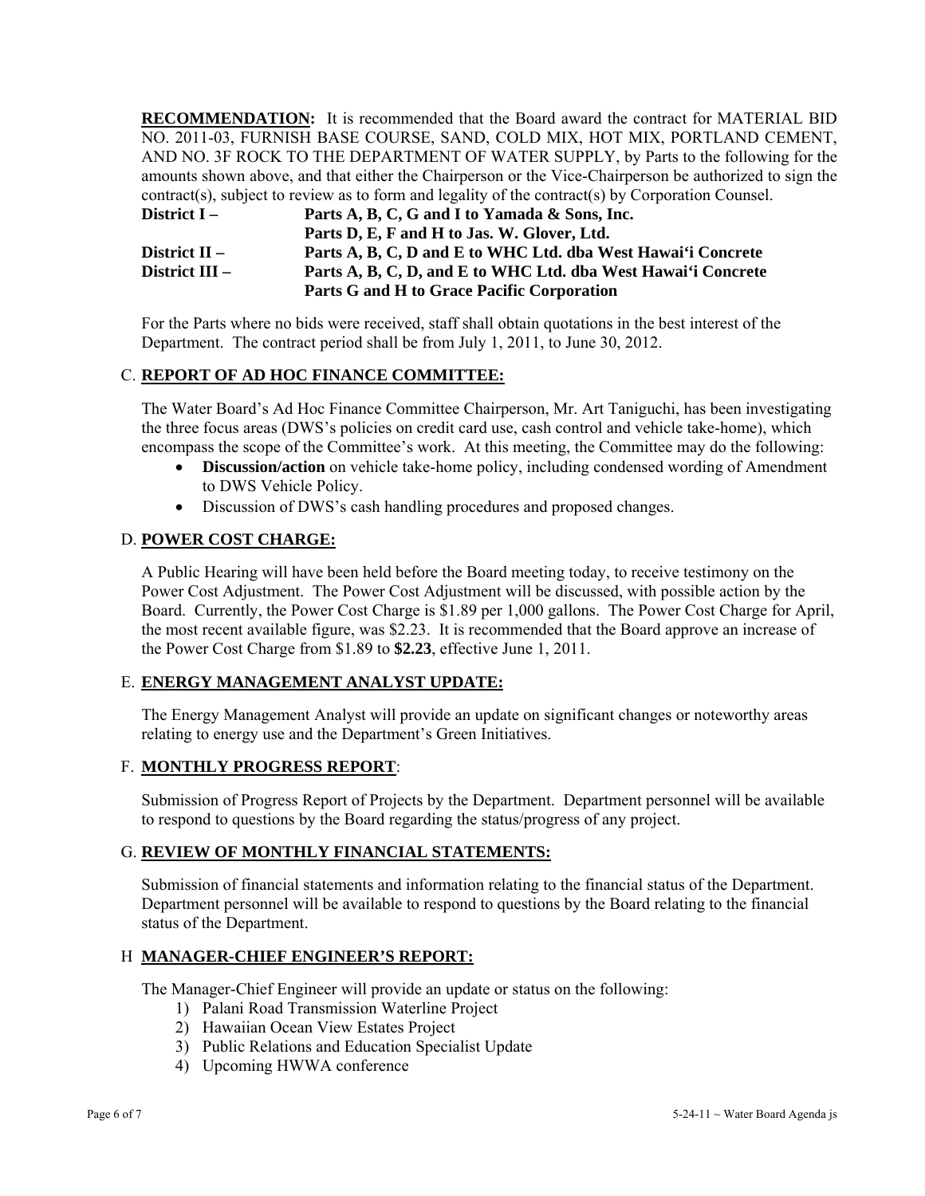**RECOMMENDATION:** It is recommended that the Board award the contract for MATERIAL BID NO. 2011-03, FURNISH BASE COURSE, SAND, COLD MIX, HOT MIX, PORTLAND CEMENT, AND NO. 3F ROCK TO THE DEPARTMENT OF WATER SUPPLY, by Parts to the following for the amounts shown above, and that either the Chairperson or the Vice-Chairperson be authorized to sign the contract(s), subject to review as to form and legality of the contract(s) by Corporation Counsel.

**District I –** **Parts A, B, C, G and I to Yamada & Sons, Inc.**
**Parts D, E, F and H to Jas. W. Glover, Ltd.**
**District II –** **Parts A, B, C, D and E to WHC Ltd. dba West Hawai'i Concrete**
**District III –** **Parts A, B, C, D, and E to WHC Ltd. dba West Hawai'i Concrete**
**Parts G and H to Grace Pacific Corporation**

For the Parts where no bids were received, staff shall obtain quotations in the best interest of the Department. The contract period shall be from July 1, 2011, to June 30, 2012.

## C. REPORT OF AD HOC FINANCE COMMITTEE:

The Water Board's Ad Hoc Finance Committee Chairperson, Mr. Art Taniguchi, has been investigating the three focus areas (DWS's policies on credit card use, cash control and vehicle take-home), which encompass the scope of the Committee's work. At this meeting, the Committee may do the following:

- **Discussion/action** on vehicle take-home policy, including condensed wording of Amendment to DWS Vehicle Policy.
- Discussion of DWS's cash handling procedures and proposed changes.

## D. POWER COST CHARGE:

A Public Hearing will have been held before the Board meeting today, to receive testimony on the Power Cost Adjustment. The Power Cost Adjustment will be discussed, with possible action by the Board. Currently, the Power Cost Charge is $1.89 per 1,000 gallons. The Power Cost Charge for April, the most recent available figure, was $2.23. It is recommended that the Board approve an increase of the Power Cost Charge from $1.89 to **$2.23**, effective June 1, 2011.

## E. ENERGY MANAGEMENT ANALYST UPDATE:

The Energy Management Analyst will provide an update on significant changes or noteworthy areas relating to energy use and the Department's Green Initiatives.

## F. MONTHLY PROGRESS REPORT:

Submission of Progress Report of Projects by the Department. Department personnel will be available to respond to questions by the Board regarding the status/progress of any project.

## G. REVIEW OF MONTHLY FINANCIAL STATEMENTS:

Submission of financial statements and information relating to the financial status of the Department. Department personnel will be available to respond to questions by the Board relating to the financial status of the Department.

## H MANAGER-CHIEF ENGINEER'S REPORT:

The Manager-Chief Engineer will provide an update or status on the following:

1) Palani Road Transmission Waterline Project
2) Hawaiian Ocean View Estates Project
3) Public Relations and Education Specialist Update
4) Upcoming HWWA conference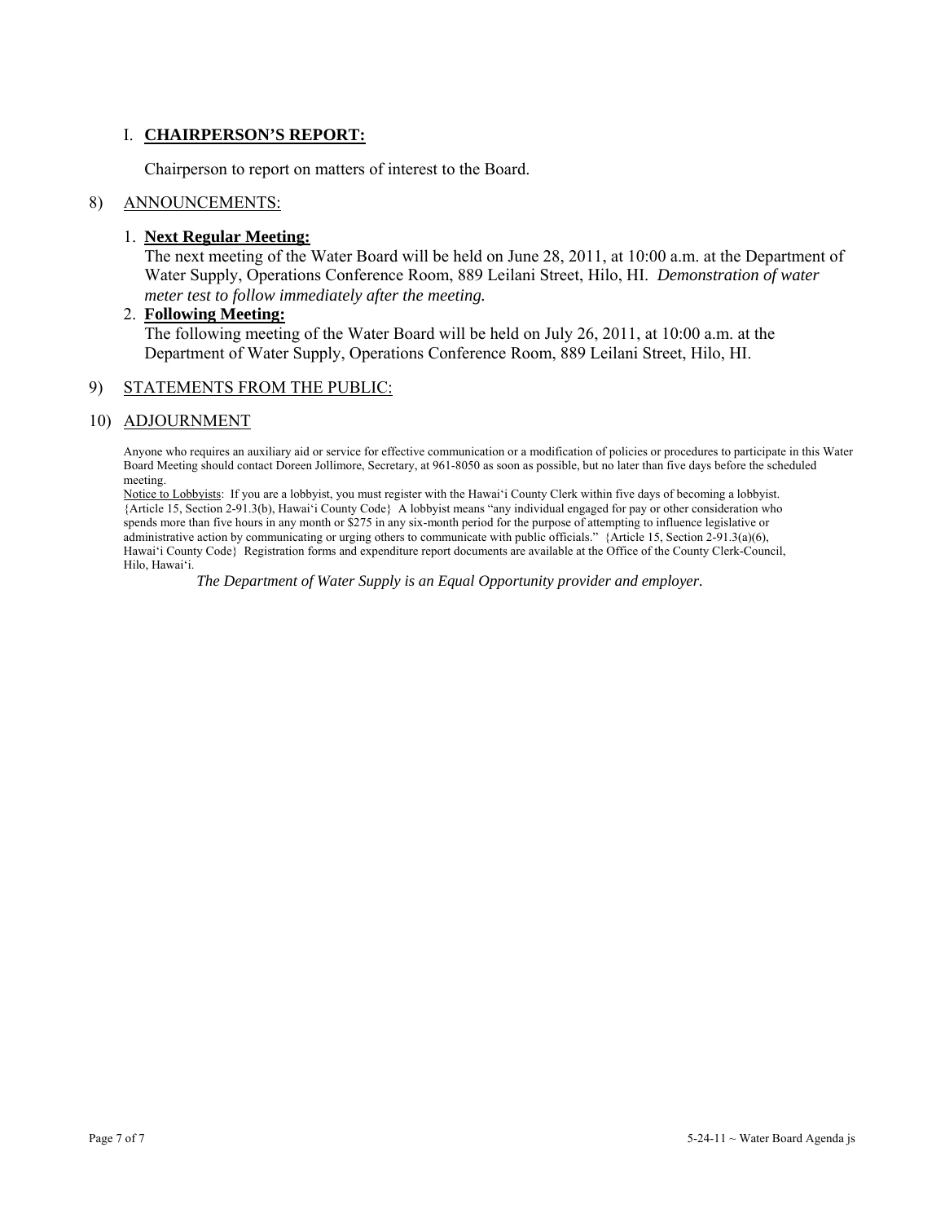I. **CHAIRPERSON'S REPORT:**

Chairperson to report on matters of interest to the Board.

8) ANNOUNCEMENTS:

1. **Next Regular Meeting:**
   The next meeting of the Water Board will be held on June 28, 2011, at 10:00 a.m. at the Department of Water Supply, Operations Conference Room, 889 Leilani Street, Hilo, HI. *Demonstration of water meter test to follow immediately after the meeting.*
2. **Following Meeting:**
   The following meeting of the Water Board will be held on July 26, 2011, at 10:00 a.m. at the Department of Water Supply, Operations Conference Room, 889 Leilani Street, Hilo, HI.

9) STATEMENTS FROM THE PUBLIC:

10) ADJOURNMENT

Anyone who requires an auxiliary aid or service for effective communication or a modification of policies or procedures to participate in this Water Board Meeting should contact Doreen Jollimore, Secretary, at 961-8050 as soon as possible, but no later than five days before the scheduled meeting.

Notice to Lobbyists: If you are a lobbyist, you must register with the Hawai'i County Clerk within five days of becoming a lobbyist. {Article 15, Section 2-91.3(b), Hawai'i County Code} A lobbyist means "any individual engaged for pay or other consideration who spends more than five hours in any month or $275 in any six-month period for the purpose of attempting to influence legislative or administrative action by communicating or urging others to communicate with public officials." {Article 15, Section 2-91.3(a)(6), Hawai'i County Code} Registration forms and expenditure report documents are available at the Office of the County Clerk-Council, Hilo, Hawai'i.

*The Department of Water Supply is an Equal Opportunity provider and employer.*